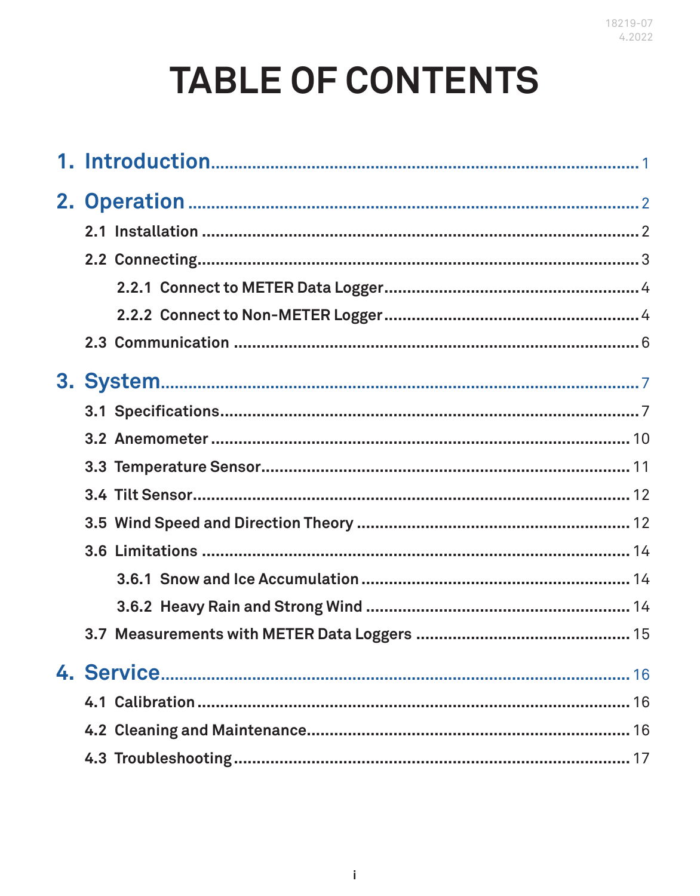18219-07
4.2022

# TABLE OF CONTENTS

1. Introduction ..... 1

2. Operation ..... 2
   - 2.1 Installation ..... 2
   - 2.2 Connecting ..... 3
     - 2.2.1 Connect to METER Data Logger ..... 4
     - 2.2.2 Connect to Non-METER Logger ..... 4
   - 2.3 Communication ..... 6

3. System ..... 7
   - 3.1 Specifications ..... 7
   - 3.2 Anemometer ..... 10
   - 3.3 Temperature Sensor ..... 11
   - 3.4 Tilt Sensor ..... 12
   - 3.5 Wind Speed and Direction Theory ..... 12
   - 3.6 Limitations ..... 14
     - 3.6.1 Snow and Ice Accumulation ..... 14
     - 3.6.2 Heavy Rain and Strong Wind ..... 14
   - 3.7 Measurements with METER Data Loggers ..... 15

4. Service ..... 16
   - 4.1 Calibration ..... 16
   - 4.2 Cleaning and Maintenance ..... 16
   - 4.3 Troubleshooting ..... 17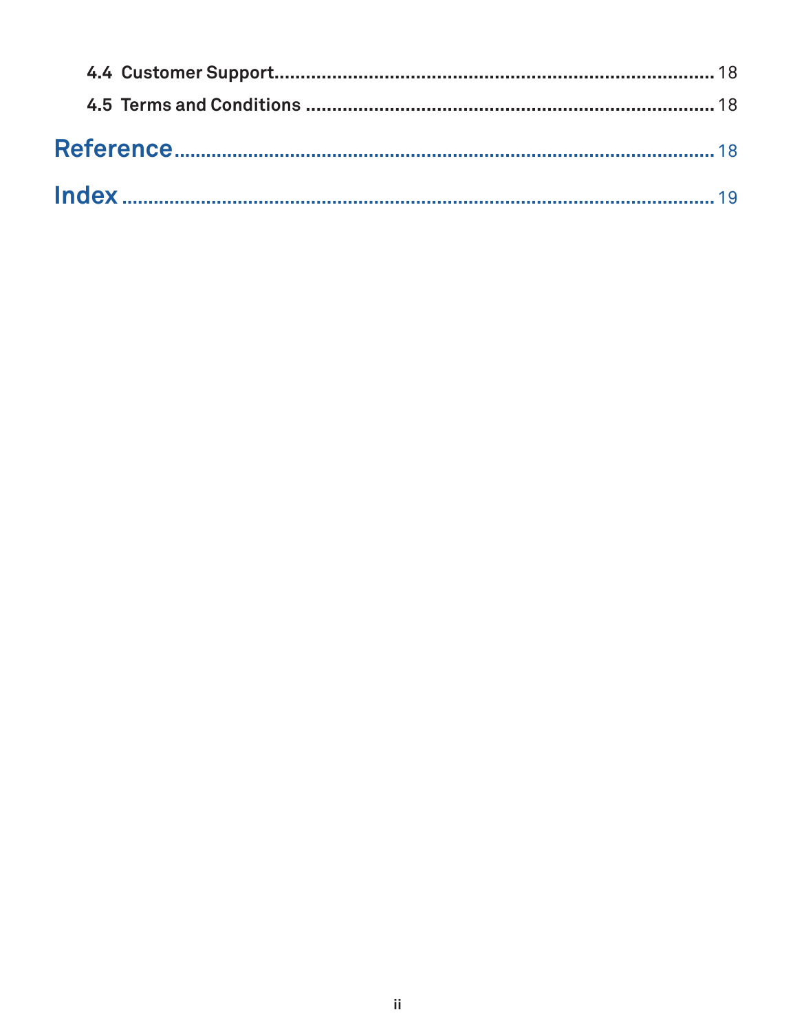4.4 Customer Support .......... 18

4.5 Terms and Conditions .......... 18

**Reference** .......... 18

**Index** .......... 19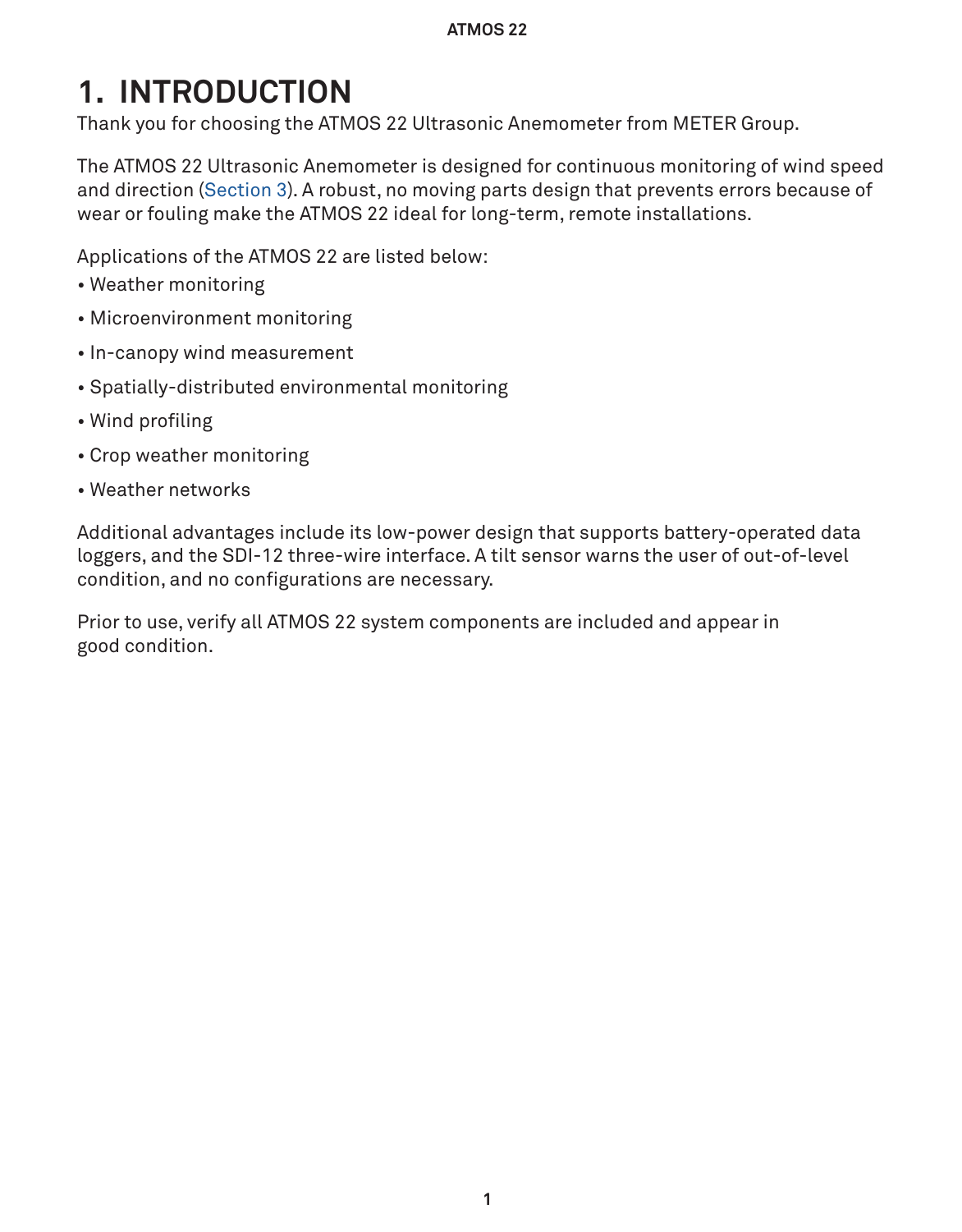# 1. INTRODUCTION

Thank you for choosing the ATMOS 22 Ultrasonic Anemometer from METER Group.

The ATMOS 22 Ultrasonic Anemometer is designed for continuous monitoring of wind speed and direction (Section 3). A robust, no moving parts design that prevents errors because of wear or fouling make the ATMOS 22 ideal for long-term, remote installations.

Applications of the ATMOS 22 are listed below:

- Weather monitoring
- Microenvironment monitoring
- In-canopy wind measurement
- Spatially-distributed environmental monitoring
- Wind profiling
- Crop weather monitoring
- Weather networks

Additional advantages include its low-power design that supports battery-operated data loggers, and the SDI-12 three-wire interface. A tilt sensor warns the user of out-of-level condition, and no configurations are necessary.

Prior to use, verify all ATMOS 22 system components are included and appear in good condition.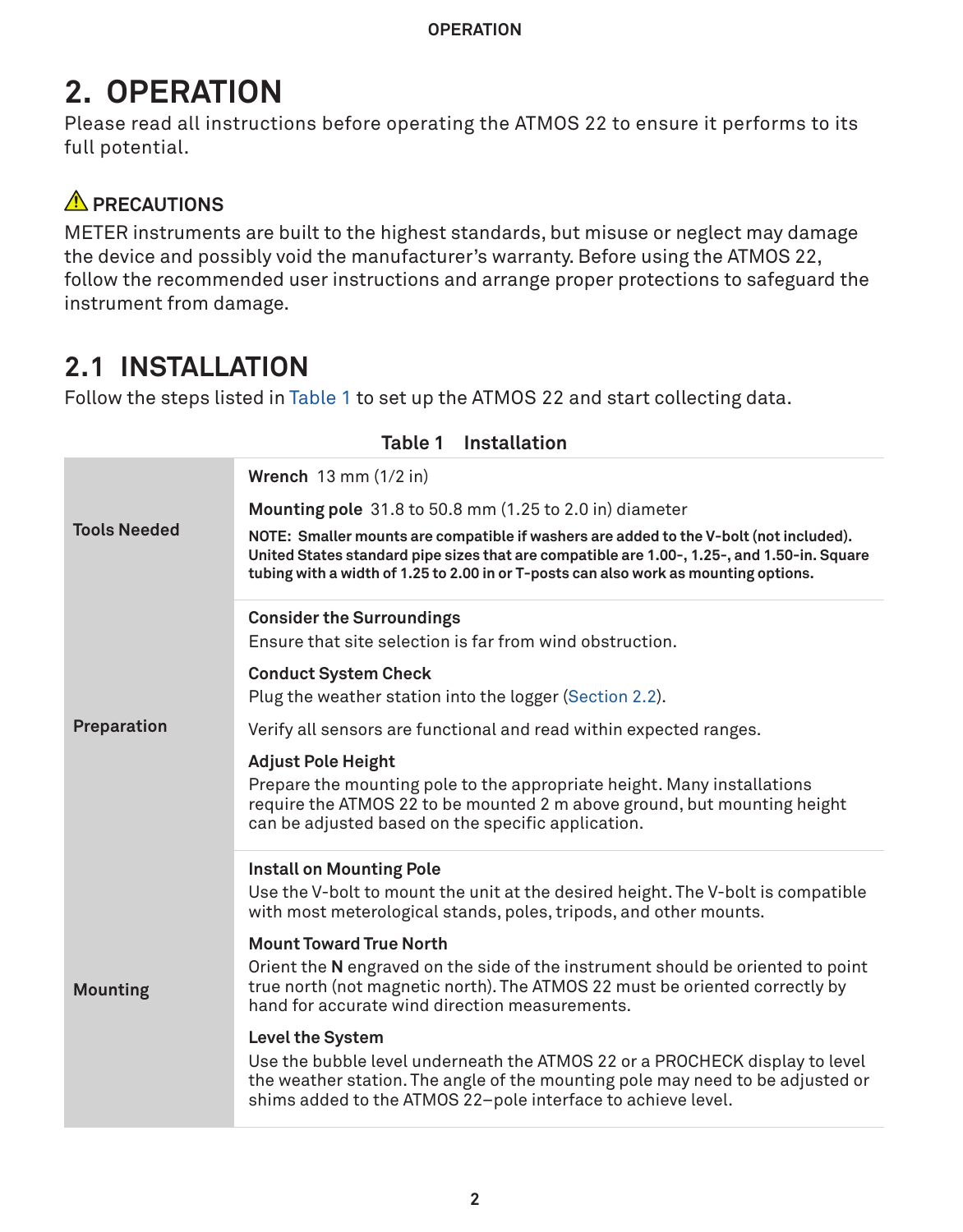# 2. OPERATION

Please read all instructions before operating the ATMOS 22 to ensure it performs to its full potential.

### ⚠ PRECAUTIONS

METER instruments are built to the highest standards, but misuse or neglect may damage the device and possibly void the manufacturer's warranty. Before using the ATMOS 22, follow the recommended user instructions and arrange proper protections to safeguard the instrument from damage.

## 2.1 INSTALLATION

Follow the steps listed in Table 1 to set up the ATMOS 22 and start collecting data.

**Table 1 Installation**

| | |
|---|---|
| **Tools Needed** | **Wrench** 13 mm (1/2 in)<br><br>**Mounting pole** 31.8 to 50.8 mm (1.25 to 2.0 in) diameter<br><br>**NOTE: Smaller mounts are compatible if washers are added to the V-bolt (not included). United States standard pipe sizes that are compatible are 1.00-, 1.25-, and 1.50-in. Square tubing with a width of 1.25 to 2.00 in or T-posts can also work as mounting options.** |
| **Preparation** | **Consider the Surroundings**<br>Ensure that site selection is far from wind obstruction.<br><br>**Conduct System Check**<br>Plug the weather station into the logger (Section 2.2).<br><br>Verify all sensors are functional and read within expected ranges.<br><br>**Adjust Pole Height**<br>Prepare the mounting pole to the appropriate height. Many installations require the ATMOS 22 to be mounted 2 m above ground, but mounting height can be adjusted based on the specific application. |
| **Mounting** | **Install on Mounting Pole**<br>Use the V-bolt to mount the unit at the desired height. The V-bolt is compatible with most meterological stands, poles, tripods, and other mounts.<br><br>**Mount Toward True North**<br>Orient the **N** engraved on the side of the instrument should be oriented to point true north (not magnetic north). The ATMOS 22 must be oriented correctly by hand for accurate wind direction measurements.<br><br>**Level the System**<br>Use the bubble level underneath the ATMOS 22 or a PROCHECK display to level the weather station. The angle of the mounting pole may need to be adjusted or shims added to the ATMOS 22–pole interface to achieve level. |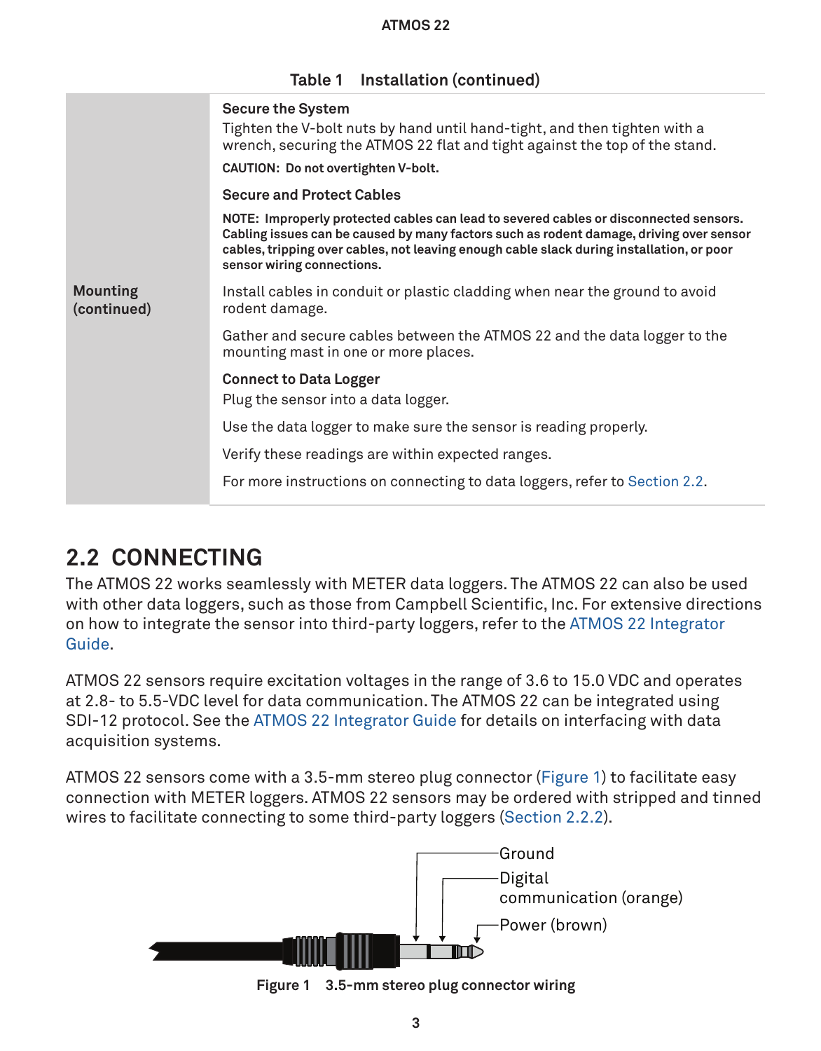Table 1 Installation (continued)

| | |
|---|---|
| **Mounting (continued)** | **Secure the System**<br>Tighten the V-bolt nuts by hand until hand-tight, and then tighten with a wrench, securing the ATMOS 22 flat and tight against the top of the stand.<br>**CAUTION: Do not overtighten V-bolt.**<br>**Secure and Protect Cables**<br>**NOTE: Improperly protected cables can lead to severed cables or disconnected sensors. Cabling issues can be caused by many factors such as rodent damage, driving over sensor cables, tripping over cables, not leaving enough cable slack during installation, or poor sensor wiring connections.**<br>Install cables in conduit or plastic cladding when near the ground to avoid rodent damage.<br>Gather and secure cables between the ATMOS 22 and the data logger to the mounting mast in one or more places.<br>**Connect to Data Logger**<br>Plug the sensor into a data logger.<br>Use the data logger to make sure the sensor is reading properly.<br>Verify these readings are within expected ranges.<br>For more instructions on connecting to data loggers, refer to Section 2.2. |

## 2.2 CONNECTING

The ATMOS 22 works seamlessly with METER data loggers. The ATMOS 22 can also be used with other data loggers, such as those from Campbell Scientific, Inc. For extensive directions on how to integrate the sensor into third-party loggers, refer to the ATMOS 22 Integrator Guide.

ATMOS 22 sensors require excitation voltages in the range of 3.6 to 15.0 VDC and operates at 2.8- to 5.5-VDC level for data communication. The ATMOS 22 can be integrated using SDI-12 protocol. See the ATMOS 22 Integrator Guide for details on interfacing with data acquisition systems.

ATMOS 22 sensors come with a 3.5-mm stereo plug connector (Figure 1) to facilitate easy connection with METER loggers. ATMOS 22 sensors may be ordered with stripped and tinned wires to facilitate connecting to some third-party loggers (Section 2.2.2).

Ground

Digital communication (orange)

Power (brown)

**Figure 1 3.5-mm stereo plug connector wiring**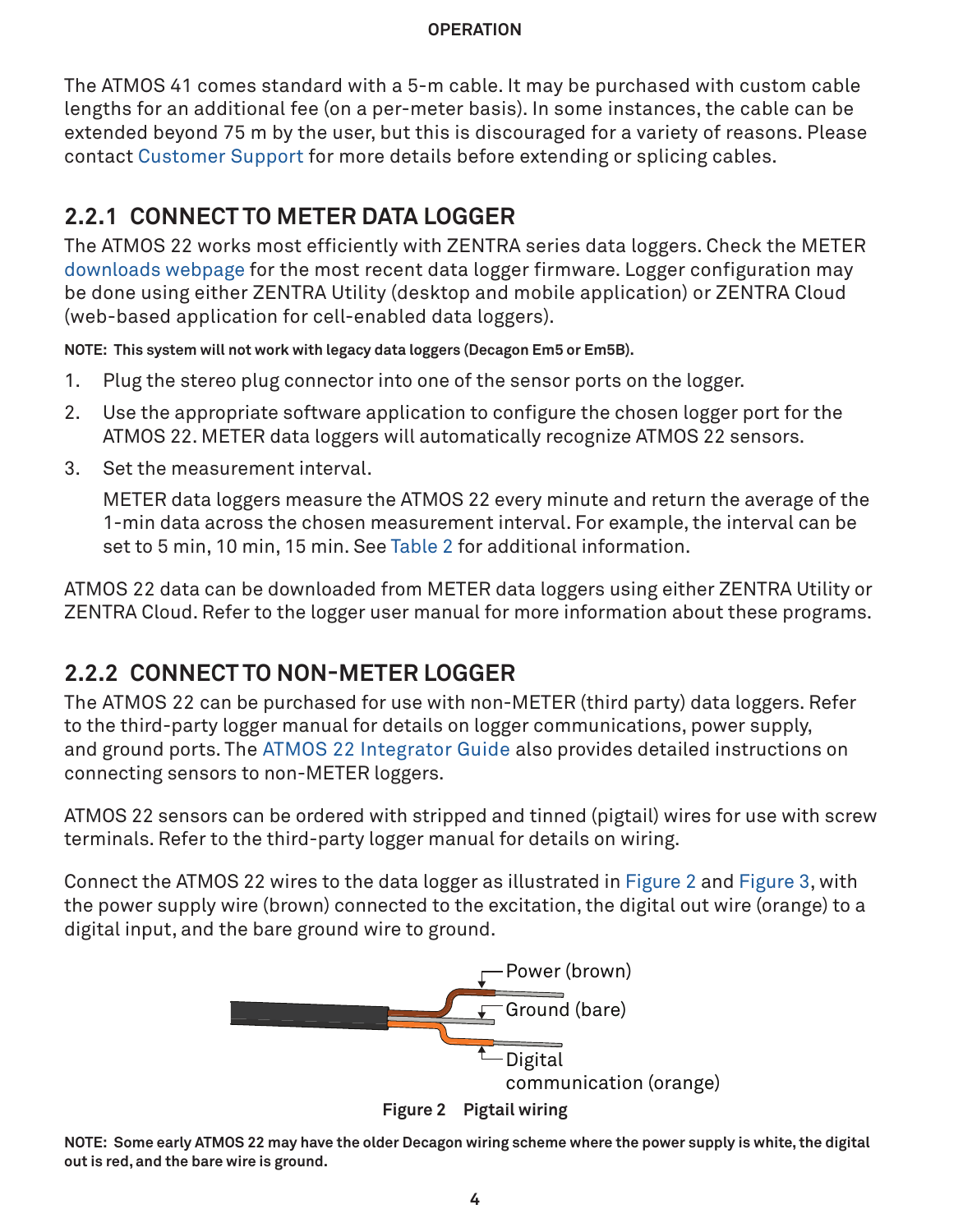The ATMOS 41 comes standard with a 5-m cable. It may be purchased with custom cable lengths for an additional fee (on a per-meter basis). In some instances, the cable can be extended beyond 75 m by the user, but this is discouraged for a variety of reasons. Please contact Customer Support for more details before extending or splicing cables.

### 2.2.1 CONNECT TO METER DATA LOGGER

The ATMOS 22 works most efficiently with ZENTRA series data loggers. Check the METER downloads webpage for the most recent data logger firmware. Logger configuration may be done using either ZENTRA Utility (desktop and mobile application) or ZENTRA Cloud (web-based application for cell-enabled data loggers).

**NOTE: This system will not work with legacy data loggers (Decagon Em5 or Em5B).**

1. Plug the stereo plug connector into one of the sensor ports on the logger.
2. Use the appropriate software application to configure the chosen logger port for the ATMOS 22. METER data loggers will automatically recognize ATMOS 22 sensors.
3. Set the measurement interval.

   METER data loggers measure the ATMOS 22 every minute and return the average of the 1-min data across the chosen measurement interval. For example, the interval can be set to 5 min, 10 min, 15 min. See Table 2 for additional information.

ATMOS 22 data can be downloaded from METER data loggers using either ZENTRA Utility or ZENTRA Cloud. Refer to the logger user manual for more information about these programs.

### 2.2.2 CONNECT TO NON-METER LOGGER

The ATMOS 22 can be purchased for use with non-METER (third party) data loggers. Refer to the third-party logger manual for details on logger communications, power supply, and ground ports. The ATMOS 22 Integrator Guide also provides detailed instructions on connecting sensors to non-METER loggers.

ATMOS 22 sensors can be ordered with stripped and tinned (pigtail) wires for use with screw terminals. Refer to the third-party logger manual for details on wiring.

Connect the ATMOS 22 wires to the data logger as illustrated in Figure 2 and Figure 3, with the power supply wire (brown) connected to the excitation, the digital out wire (orange) to a digital input, and the bare ground wire to ground.

Power (brown)

Ground (bare)

Digital communication (orange)

**Figure 2 Pigtail wiring**

**NOTE: Some early ATMOS 22 may have the older Decagon wiring scheme where the power supply is white, the digital out is red, and the bare wire is ground.**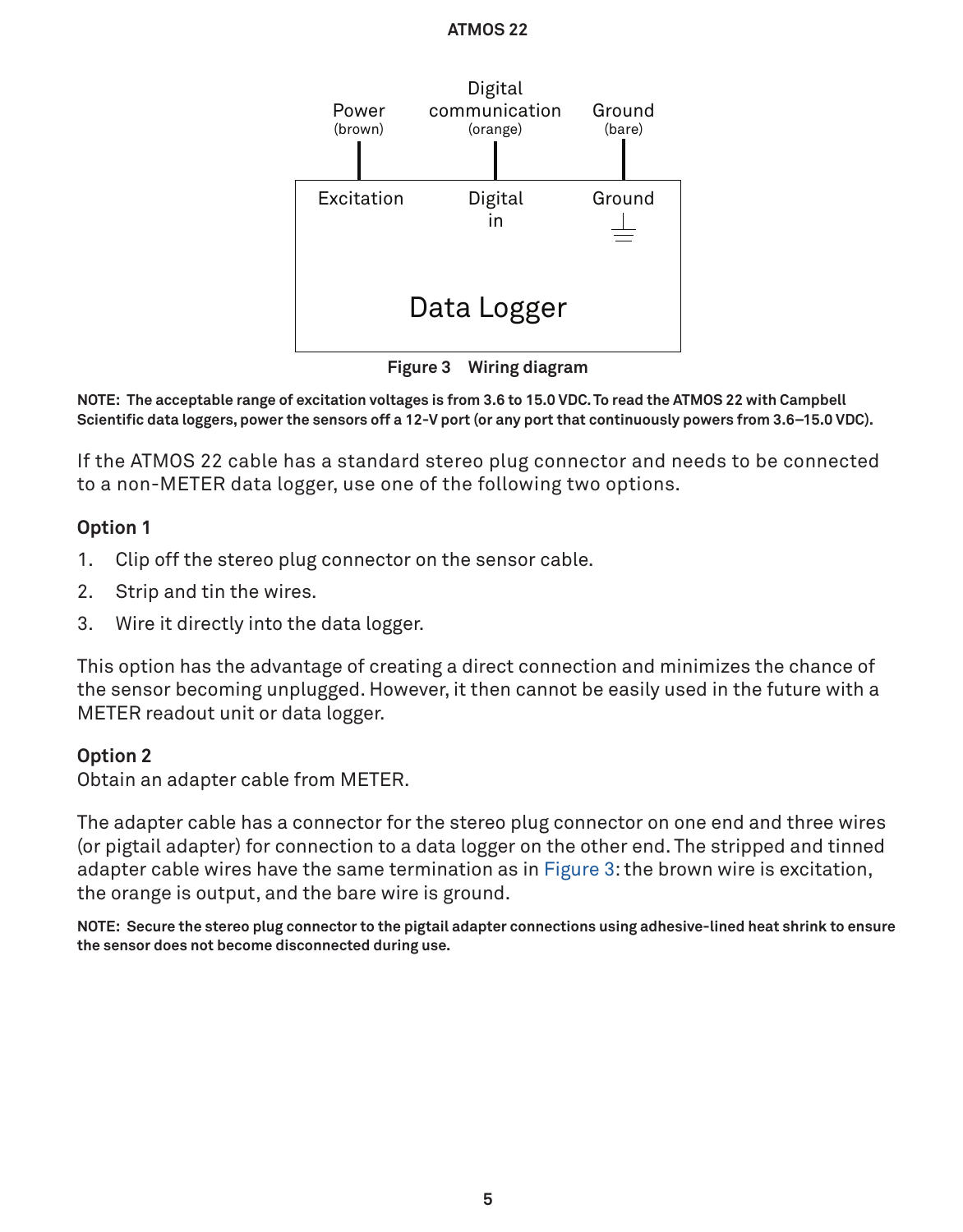Figure 3 Wiring diagram

**NOTE: The acceptable range of excitation voltages is from 3.6 to 15.0 VDC. To read the ATMOS 22 with Campbell Scientific data loggers, power the sensors off a 12-V port (or any port that continuously powers from 3.6–15.0 VDC).**

If the ATMOS 22 cable has a standard stereo plug connector and needs to be connected to a non-METER data logger, use one of the following two options.

**Option 1**

1. Clip off the stereo plug connector on the sensor cable.
2. Strip and tin the wires.
3. Wire it directly into the data logger.

This option has the advantage of creating a direct connection and minimizes the chance of the sensor becoming unplugged. However, it then cannot be easily used in the future with a METER readout unit or data logger.

**Option 2**

Obtain an adapter cable from METER.

The adapter cable has a connector for the stereo plug connector on one end and three wires (or pigtail adapter) for connection to a data logger on the other end. The stripped and tinned adapter cable wires have the same termination as in Figure 3: the brown wire is excitation, the orange is output, and the bare wire is ground.

**NOTE: Secure the stereo plug connector to the pigtail adapter connections using adhesive-lined heat shrink to ensure the sensor does not become disconnected during use.**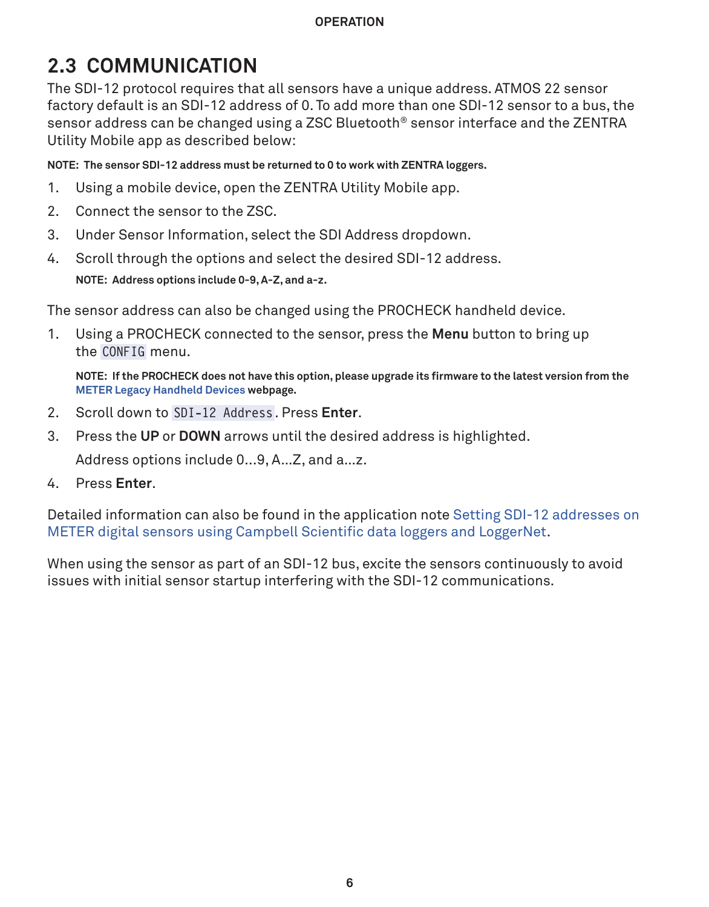## 2.3 COMMUNICATION

The SDI-12 protocol requires that all sensors have a unique address. ATMOS 22 sensor factory default is an SDI-12 address of 0. To add more than one SDI-12 sensor to a bus, the sensor address can be changed using a ZSC Bluetooth® sensor interface and the ZENTRA Utility Mobile app as described below:

**NOTE: The sensor SDI-12 address must be returned to 0 to work with ZENTRA loggers.**

1. Using a mobile device, open the ZENTRA Utility Mobile app.
2. Connect the sensor to the ZSC.
3. Under Sensor Information, select the SDI Address dropdown.
4. Scroll through the options and select the desired SDI-12 address.

   **NOTE: Address options include 0-9, A-Z, and a-z.**

The sensor address can also be changed using the PROCHECK handheld device.

1. Using a PROCHECK connected to the sensor, press the **Menu** button to bring up the `CONFIG` menu.

   **NOTE: If the PROCHECK does not have this option, please upgrade its firmware to the latest version from the METER Legacy Handheld Devices webpage.**

2. Scroll down to `SDI-12 Address`. Press **Enter**.
3. Press the **UP** or **DOWN** arrows until the desired address is highlighted.

   Address options include 0...9, A...Z, and a...z.

4. Press **Enter**.

Detailed information can also be found in the application note Setting SDI-12 addresses on METER digital sensors using Campbell Scientific data loggers and LoggerNet.

When using the sensor as part of an SDI-12 bus, excite the sensors continuously to avoid issues with initial sensor startup interfering with the SDI-12 communications.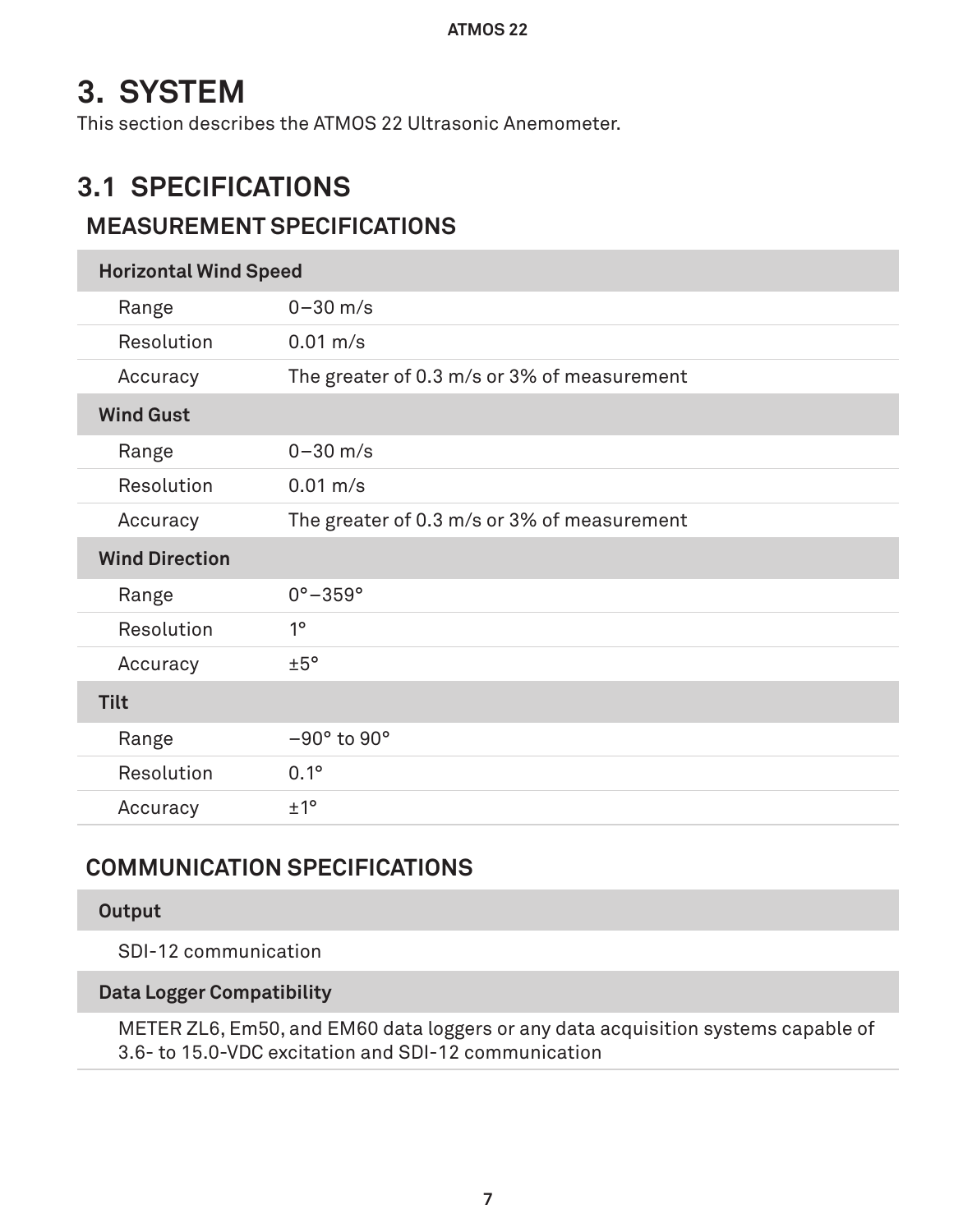# 3. SYSTEM

This section describes the ATMOS 22 Ultrasonic Anemometer.

## 3.1 SPECIFICATIONS

### MEASUREMENT SPECIFICATIONS

| **Horizontal Wind Speed** | |
|---|---|
| Range | 0–30 m/s |
| Resolution | 0.01 m/s |
| Accuracy | The greater of 0.3 m/s or 3% of measurement |
| **Wind Gust** | |
| Range | 0–30 m/s |
| Resolution | 0.01 m/s |
| Accuracy | The greater of 0.3 m/s or 3% of measurement |
| **Wind Direction** | |
| Range | 0°–359° |
| Resolution | 1° |
| Accuracy | ±5° |
| **Tilt** | |
| Range | −90° to 90° |
| Resolution | 0.1° |
| Accuracy | ±1° |

### COMMUNICATION SPECIFICATIONS

| **Output** |
|---|
| SDI-12 communication |
| **Data Logger Compatibility** |
| METER ZL6, Em50, and EM60 data loggers or any data acquisition systems capable of 3.6- to 15.0-VDC excitation and SDI-12 communication |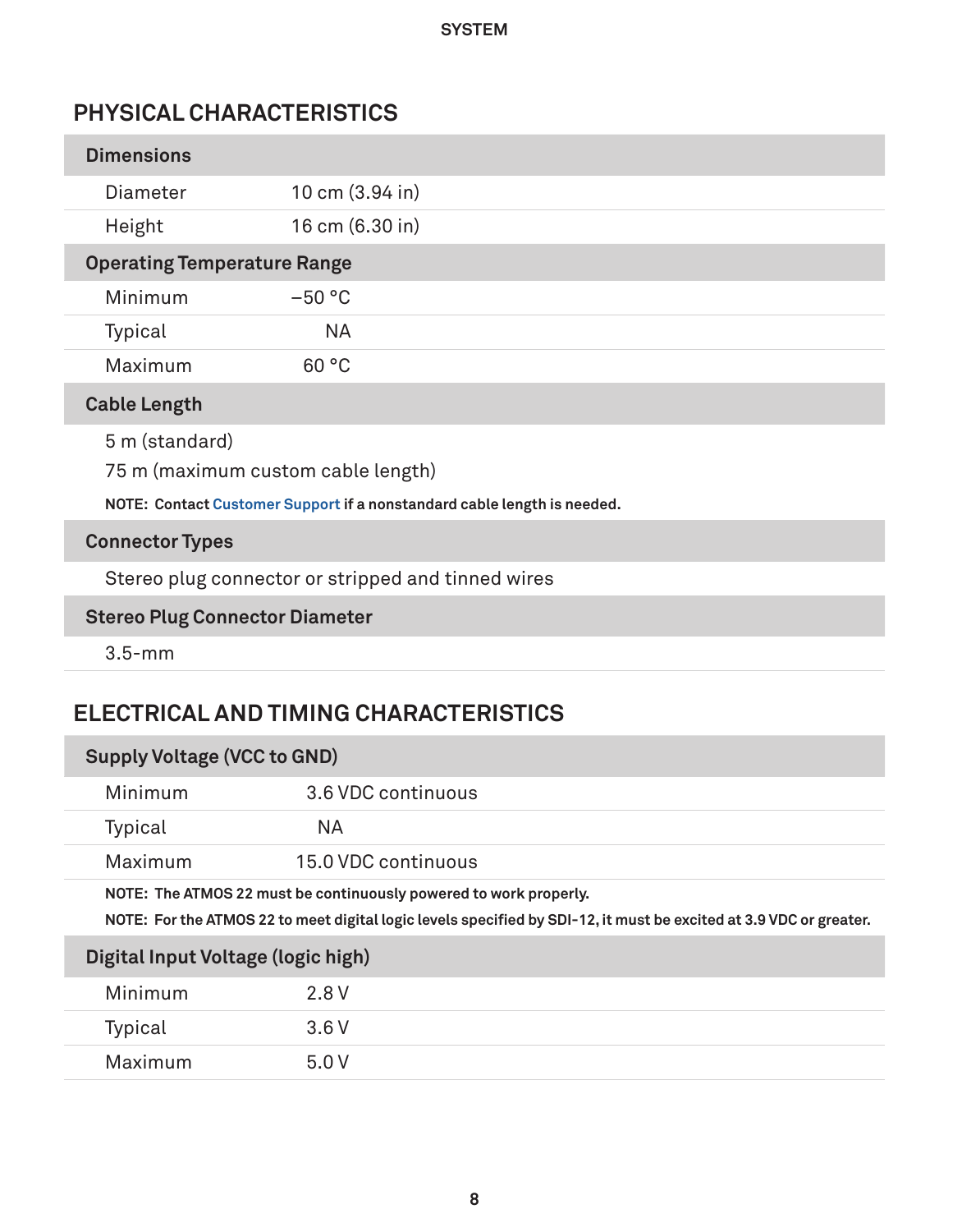## PHYSICAL CHARACTERISTICS

| Dimensions | |
|---|---|
| Diameter | 10 cm (3.94 in) |
| Height | 16 cm (6.30 in) |

| Operating Temperature Range | |
|---|---|
| Minimum | –50 °C |
| Typical | NA |
| Maximum | 60 °C |

**Cable Length**

5 m (standard)

75 m (maximum custom cable length)

**NOTE: Contact Customer Support if a nonstandard cable length is needed.**

**Connector Types**

Stereo plug connector or stripped and tinned wires

**Stereo Plug Connector Diameter**

3.5-mm

## ELECTRICAL AND TIMING CHARACTERISTICS

| Supply Voltage (VCC to GND) | |
|---|---|
| Minimum | 3.6 VDC continuous |
| Typical | NA |
| Maximum | 15.0 VDC continuous |

**NOTE: The ATMOS 22 must be continuously powered to work properly.**

**NOTE: For the ATMOS 22 to meet digital logic levels specified by SDI-12, it must be excited at 3.9 VDC or greater.**

| Digital Input Voltage (logic high) | |
|---|---|
| Minimum | 2.8 V |
| Typical | 3.6 V |
| Maximum | 5.0 V |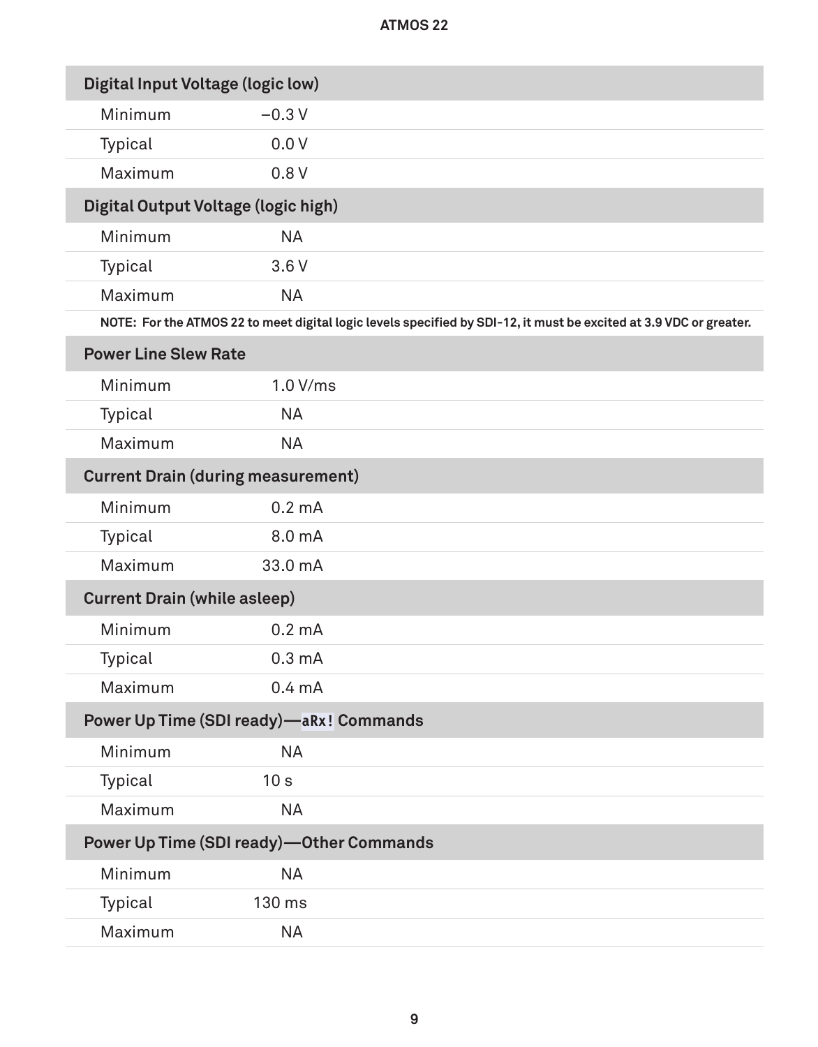| Digital Input Voltage (logic low) | |
|---|---|
| Minimum | –0.3 V |
| Typical | 0.0 V |
| Maximum | 0.8 V |
| **Digital Output Voltage (logic high)** | |
| Minimum | NA |
| Typical | 3.6 V |
| Maximum | NA |
| **NOTE: For the ATMOS 22 to meet digital logic levels specified by SDI-12, it must be excited at 3.9 VDC or greater.** | |
| **Power Line Slew Rate** | |
| Minimum | 1.0 V/ms |
| Typical | NA |
| Maximum | NA |
| **Current Drain (during measurement)** | |
| Minimum | 0.2 mA |
| Typical | 8.0 mA |
| Maximum | 33.0 mA |
| **Current Drain (while asleep)** | |
| Minimum | 0.2 mA |
| Typical | 0.3 mA |
| Maximum | 0.4 mA |
| **Power Up Time (SDI ready)—`aRx!` Commands** | |
| Minimum | NA |
| Typical | 10 s |
| Maximum | NA |
| **Power Up Time (SDI ready)—Other Commands** | |
| Minimum | NA |
| Typical | 130 ms |
| Maximum | NA |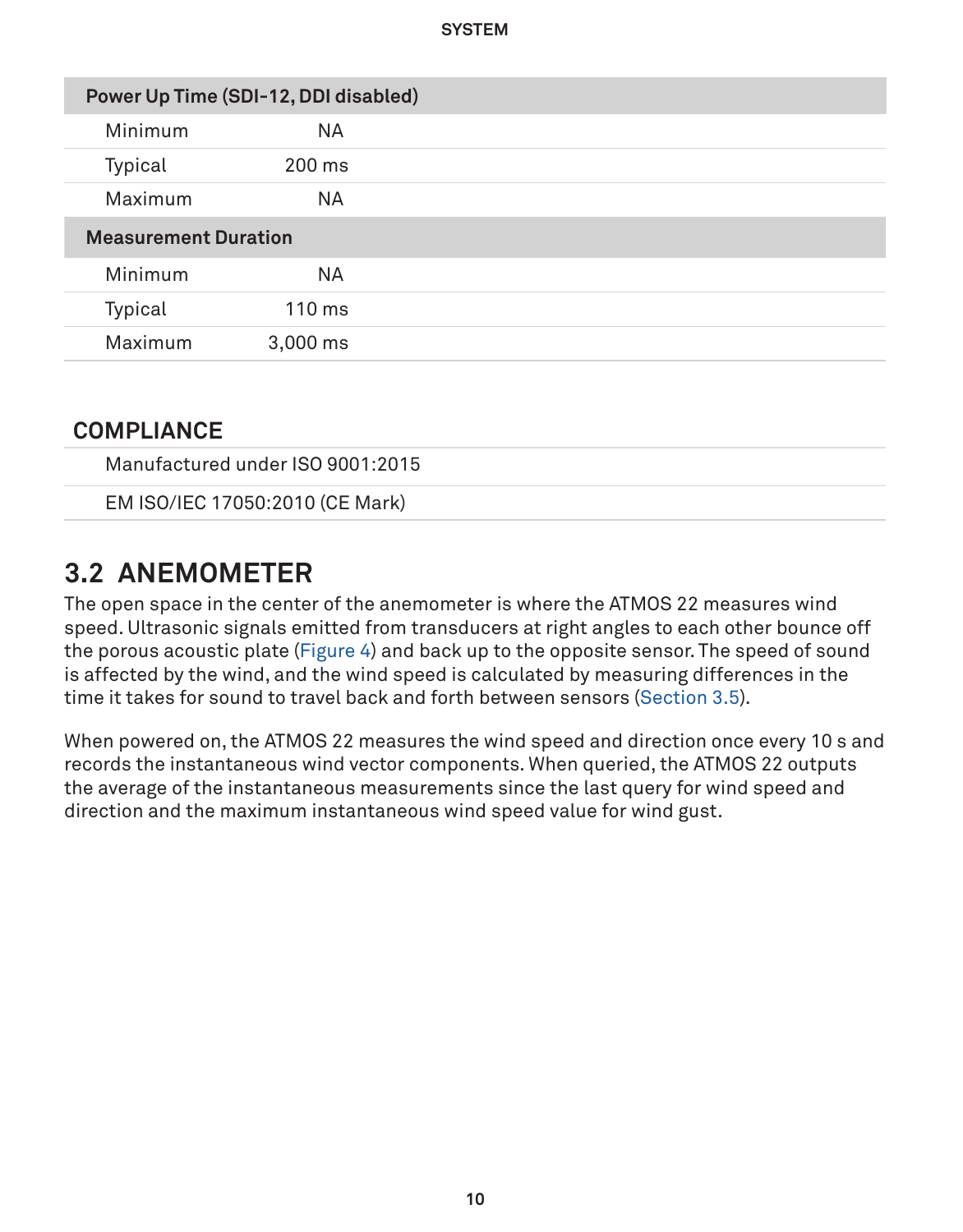| Power Up Time (SDI-12, DDI disabled) | |
|---|---|
| Minimum | NA |
| Typical | 200 ms |
| Maximum | NA |
| **Measurement Duration** | |
| Minimum | NA |
| Typical | 110 ms |
| Maximum | 3,000 ms |

### COMPLIANCE

Manufactured under ISO 9001:2015

EM ISO/IEC 17050:2010 (CE Mark)

## 3.2 ANEMOMETER

The open space in the center of the anemometer is where the ATMOS 22 measures wind speed. Ultrasonic signals emitted from transducers at right angles to each other bounce off the porous acoustic plate (Figure 4) and back up to the opposite sensor. The speed of sound is affected by the wind, and the wind speed is calculated by measuring differences in the time it takes for sound to travel back and forth between sensors (Section 3.5).

When powered on, the ATMOS 22 measures the wind speed and direction once every 10 s and records the instantaneous wind vector components. When queried, the ATMOS 22 outputs the average of the instantaneous measurements since the last query for wind speed and direction and the maximum instantaneous wind speed value for wind gust.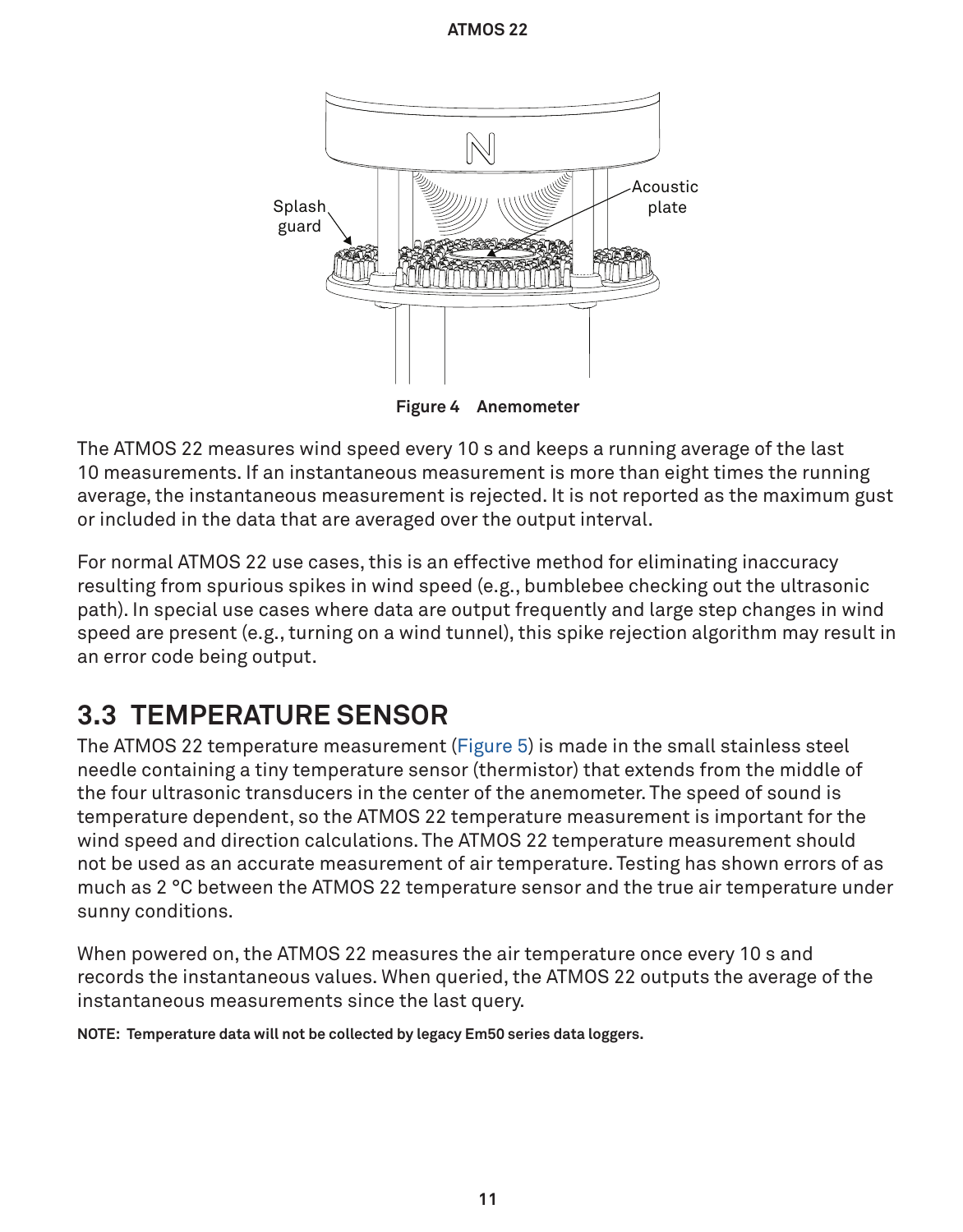Figure 4 Anemometer

The ATMOS 22 measures wind speed every 10 s and keeps a running average of the last 10 measurements. If an instantaneous measurement is more than eight times the running average, the instantaneous measurement is rejected. It is not reported as the maximum gust or included in the data that are averaged over the output interval.

For normal ATMOS 22 use cases, this is an effective method for eliminating inaccuracy resulting from spurious spikes in wind speed (e.g., bumblebee checking out the ultrasonic path). In special use cases where data are output frequently and large step changes in wind speed are present (e.g., turning on a wind tunnel), this spike rejection algorithm may result in an error code being output.

## 3.3 TEMPERATURE SENSOR

The ATMOS 22 temperature measurement (Figure 5) is made in the small stainless steel needle containing a tiny temperature sensor (thermistor) that extends from the middle of the four ultrasonic transducers in the center of the anemometer. The speed of sound is temperature dependent, so the ATMOS 22 temperature measurement is important for the wind speed and direction calculations. The ATMOS 22 temperature measurement should not be used as an accurate measurement of air temperature. Testing has shown errors of as much as 2 °C between the ATMOS 22 temperature sensor and the true air temperature under sunny conditions.

When powered on, the ATMOS 22 measures the air temperature once every 10 s and records the instantaneous values. When queried, the ATMOS 22 outputs the average of the instantaneous measurements since the last query.

**NOTE: Temperature data will not be collected by legacy Em50 series data loggers.**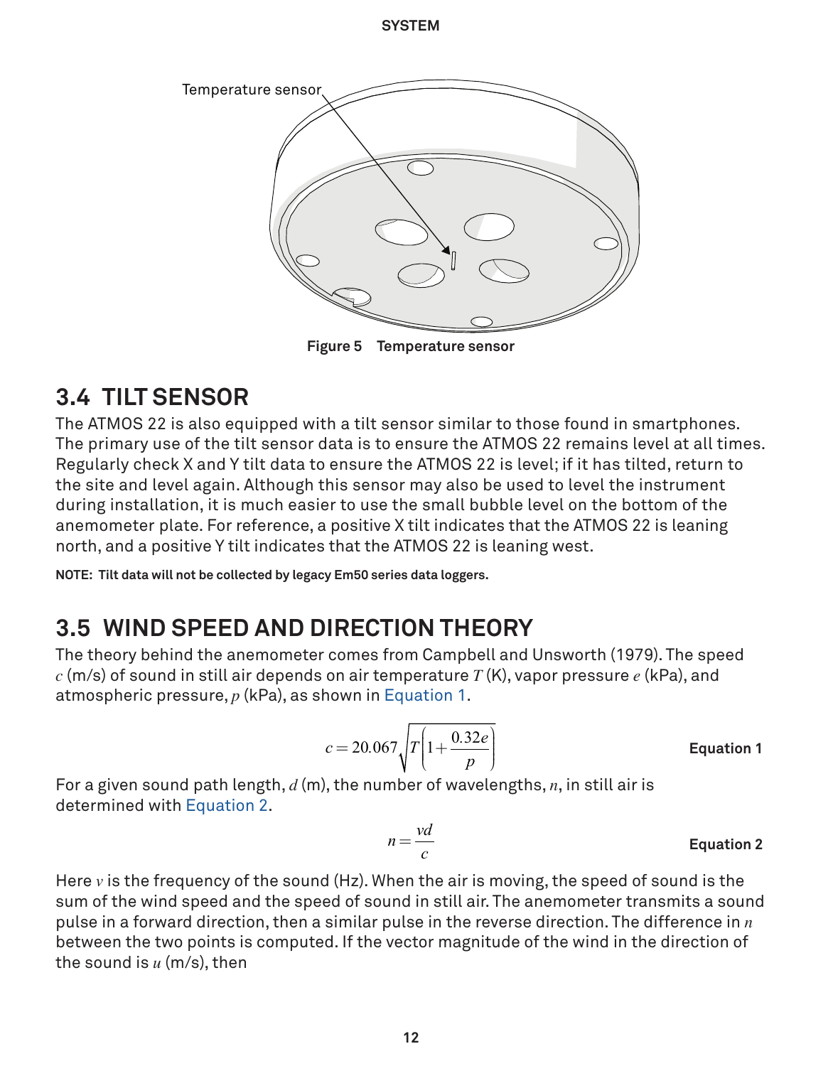Temperature sensor

**Figure 5 Temperature sensor**

## 3.4 TILT SENSOR

The ATMOS 22 is also equipped with a tilt sensor similar to those found in smartphones. The primary use of the tilt sensor data is to ensure the ATMOS 22 remains level at all times. Regularly check X and Y tilt data to ensure the ATMOS 22 is level; if it has tilted, return to the site and level again. Although this sensor may also be used to level the instrument during installation, it is much easier to use the small bubble level on the bottom of the anemometer plate. For reference, a positive X tilt indicates that the ATMOS 22 is leaning north, and a positive Y tilt indicates that the ATMOS 22 is leaning west.

**NOTE: Tilt data will not be collected by legacy Em50 series data loggers.**

## 3.5 WIND SPEED AND DIRECTION THEORY

The theory behind the anemometer comes from Campbell and Unsworth (1979). The speed $c$ (m/s) of sound in still air depends on air temperature $T$ (K), vapor pressure $e$ (kPa), and atmospheric pressure, $p$ (kPa), as shown in Equation 1.

$$c = 20.067\sqrt{T\left(1+\frac{0.32e}{p}\right)} \qquad \textbf{Equation 1}$$

For a given sound path length, $d$ (m), the number of wavelengths, $n$, in still air is determined with Equation 2.

$$n = \frac{vd}{c} \qquad \textbf{Equation 2}$$

Here $v$ is the frequency of the sound (Hz). When the air is moving, the speed of sound is the sum of the wind speed and the speed of sound in still air. The anemometer transmits a sound pulse in a forward direction, then a similar pulse in the reverse direction. The difference in $n$ between the two points is computed. If the vector magnitude of the wind in the direction of the sound is $u$ (m/s), then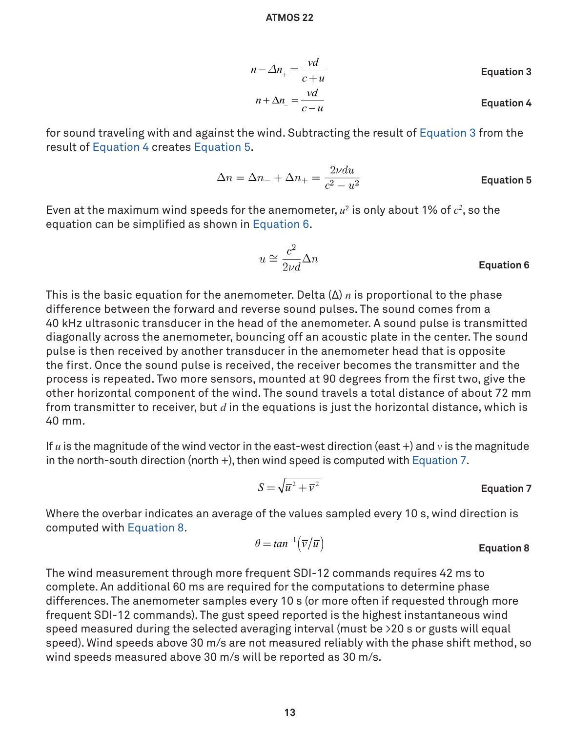$$n - \Delta n_{+} = \frac{vd}{c+u} \qquad \textbf{Equation 3}$$

$$n + \Delta n_{-} = \frac{vd}{c-u} \qquad \textbf{Equation 4}$$

for sound traveling with and against the wind. Subtracting the result of Equation 3 from the result of Equation 4 creates Equation 5.

$$\Delta n = \Delta n_{-} + \Delta n_{+} = \frac{2\nu du}{c^2 - u^2} \qquad \textbf{Equation 5}$$

Even at the maximum wind speeds for the anemometer, $u^2$ is only about 1% of $c^2$, so the equation can be simplified as shown in Equation 6.

$$u \cong \frac{c^2}{2\nu d}\Delta n \qquad \textbf{Equation 6}$$

This is the basic equation for the anemometer. Delta (Δ) $n$ is proportional to the phase difference between the forward and reverse sound pulses. The sound comes from a 40 kHz ultrasonic transducer in the head of the anemometer. A sound pulse is transmitted diagonally across the anemometer, bouncing off an acoustic plate in the center. The sound pulse is then received by another transducer in the anemometer head that is opposite the first. Once the sound pulse is received, the receiver becomes the transmitter and the process is repeated. Two more sensors, mounted at 90 degrees from the first two, give the other horizontal component of the wind. The sound travels a total distance of about 72 mm from transmitter to receiver, but $d$ in the equations is just the horizontal distance, which is 40 mm.

If $u$ is the magnitude of the wind vector in the east-west direction (east +) and $v$ is the magnitude in the north-south direction (north +), then wind speed is computed with Equation 7.

$$S = \sqrt{\overline{u}^2 + \overline{v}^2} \qquad \textbf{Equation 7}$$

Where the overbar indicates an average of the values sampled every 10 s, wind direction is computed with Equation 8.

$$\theta = tan^{-1}\left(\overline{v}/\overline{u}\right) \qquad \textbf{Equation 8}$$

The wind measurement through more frequent SDI-12 commands requires 42 ms to complete. An additional 60 ms are required for the computations to determine phase differences. The anemometer samples every 10 s (or more often if requested through more frequent SDI-12 commands). The gust speed reported is the highest instantaneous wind speed measured during the selected averaging interval (must be >20 s or gusts will equal speed). Wind speeds above 30 m/s are not measured reliably with the phase shift method, so wind speeds measured above 30 m/s will be reported as 30 m/s.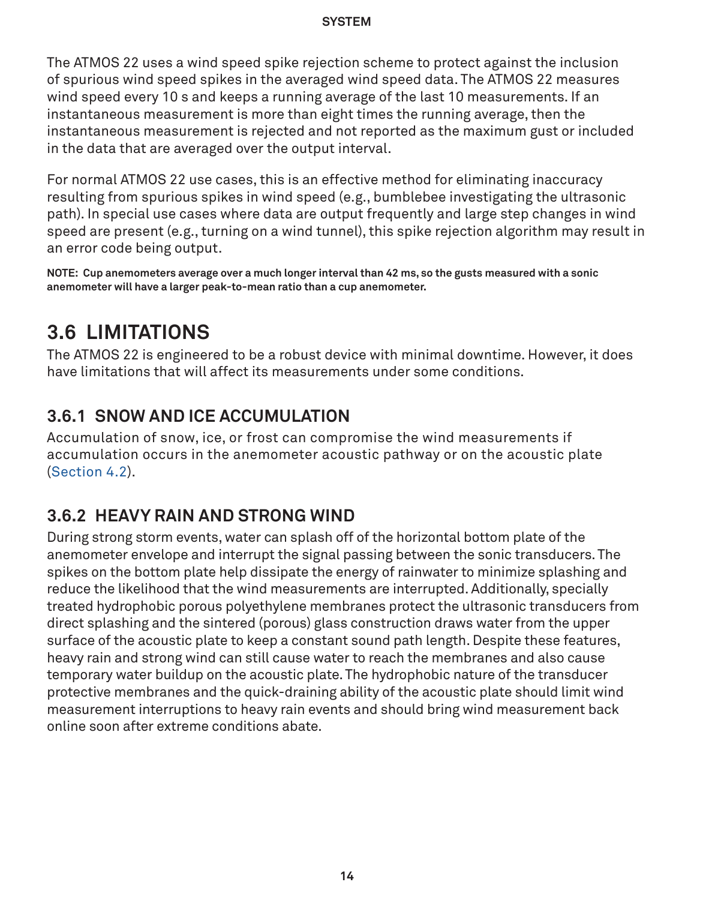The ATMOS 22 uses a wind speed spike rejection scheme to protect against the inclusion of spurious wind speed spikes in the averaged wind speed data. The ATMOS 22 measures wind speed every 10 s and keeps a running average of the last 10 measurements. If an instantaneous measurement is more than eight times the running average, then the instantaneous measurement is rejected and not reported as the maximum gust or included in the data that are averaged over the output interval.

For normal ATMOS 22 use cases, this is an effective method for eliminating inaccuracy resulting from spurious spikes in wind speed (e.g., bumblebee investigating the ultrasonic path). In special use cases where data are output frequently and large step changes in wind speed are present (e.g., turning on a wind tunnel), this spike rejection algorithm may result in an error code being output.

**NOTE: Cup anemometers average over a much longer interval than 42 ms, so the gusts measured with a sonic anemometer will have a larger peak-to-mean ratio than a cup anemometer.**

## 3.6 LIMITATIONS

The ATMOS 22 is engineered to be a robust device with minimal downtime. However, it does have limitations that will affect its measurements under some conditions.

### 3.6.1 SNOW AND ICE ACCUMULATION

Accumulation of snow, ice, or frost can compromise the wind measurements if accumulation occurs in the anemometer acoustic pathway or on the acoustic plate (Section 4.2).

### 3.6.2 HEAVY RAIN AND STRONG WIND

During strong storm events, water can splash off of the horizontal bottom plate of the anemometer envelope and interrupt the signal passing between the sonic transducers. The spikes on the bottom plate help dissipate the energy of rainwater to minimize splashing and reduce the likelihood that the wind measurements are interrupted. Additionally, specially treated hydrophobic porous polyethylene membranes protect the ultrasonic transducers from direct splashing and the sintered (porous) glass construction draws water from the upper surface of the acoustic plate to keep a constant sound path length. Despite these features, heavy rain and strong wind can still cause water to reach the membranes and also cause temporary water buildup on the acoustic plate. The hydrophobic nature of the transducer protective membranes and the quick-draining ability of the acoustic plate should limit wind measurement interruptions to heavy rain events and should bring wind measurement back online soon after extreme conditions abate.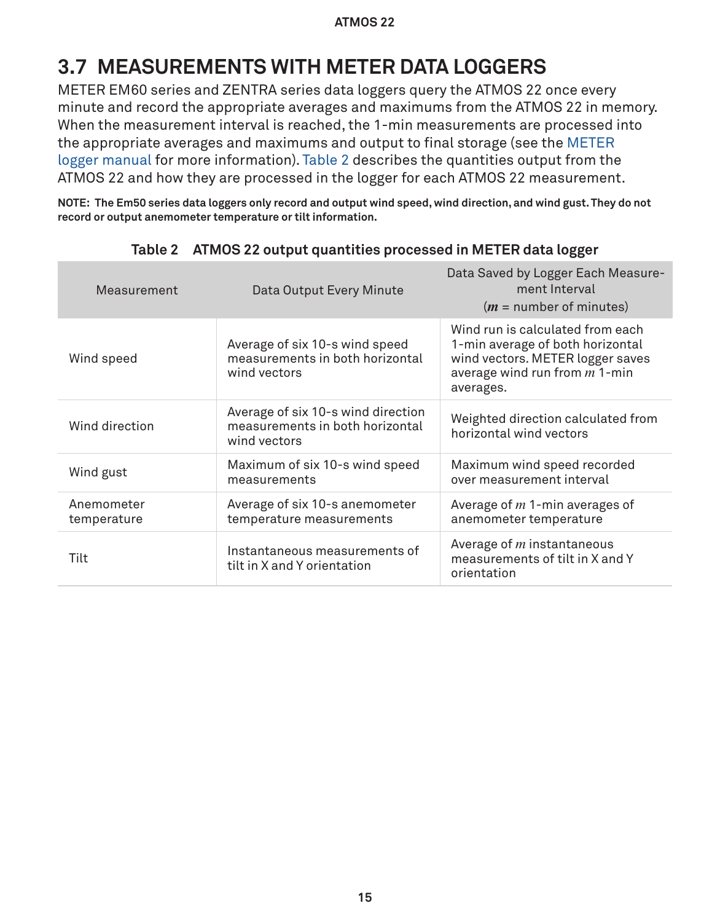## 3.7 MEASUREMENTS WITH METER DATA LOGGERS

METER EM60 series and ZENTRA series data loggers query the ATMOS 22 once every minute and record the appropriate averages and maximums from the ATMOS 22 in memory. When the measurement interval is reached, the 1-min measurements are processed into the appropriate averages and maximums and output to final storage (see the METER logger manual for more information). Table 2 describes the quantities output from the ATMOS 22 and how they are processed in the logger for each ATMOS 22 measurement.

**NOTE: The Em50 series data loggers only record and output wind speed, wind direction, and wind gust. They do not record or output anemometer temperature or tilt information.**

**Table 2 ATMOS 22 output quantities processed in METER data logger**

| Measurement | Data Output Every Minute | Data Saved by Logger Each Measurement Interval ($m$ = number of minutes) |
|---|---|---|
| Wind speed | Average of six 10-s wind speed measurements in both horizontal wind vectors | Wind run is calculated from each 1-min average of both horizontal wind vectors. METER logger saves average wind run from $m$ 1-min averages. |
| Wind direction | Average of six 10-s wind direction measurements in both horizontal wind vectors | Weighted direction calculated from horizontal wind vectors |
| Wind gust | Maximum of six 10-s wind speed measurements | Maximum wind speed recorded over measurement interval |
| Anemometer temperature | Average of six 10-s anemometer temperature measurements | Average of $m$ 1-min averages of anemometer temperature |
| Tilt | Instantaneous measurements of tilt in X and Y orientation | Average of $m$ instantaneous measurements of tilt in X and Y orientation |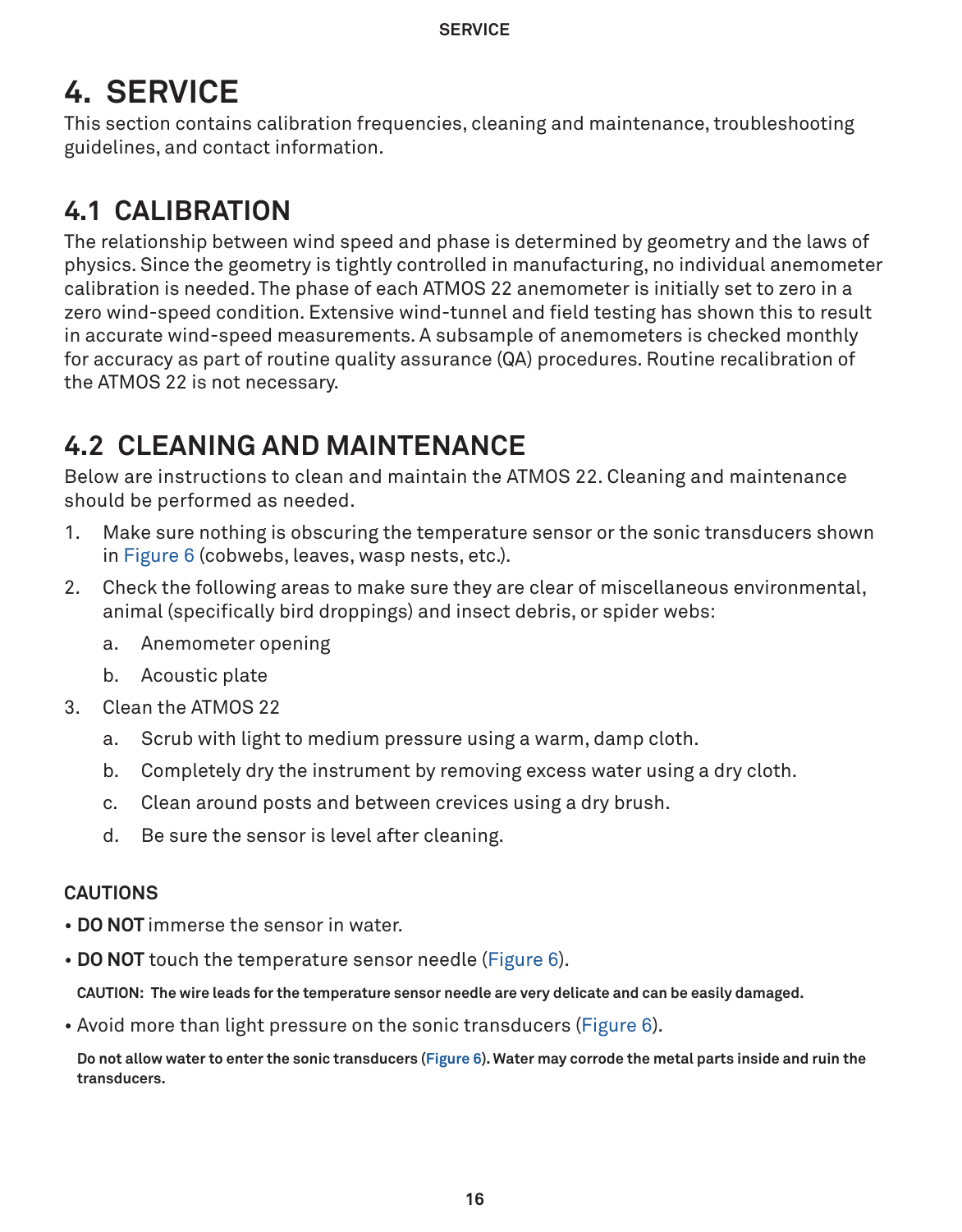# 4. SERVICE

This section contains calibration frequencies, cleaning and maintenance, troubleshooting guidelines, and contact information.

## 4.1 CALIBRATION

The relationship between wind speed and phase is determined by geometry and the laws of physics. Since the geometry is tightly controlled in manufacturing, no individual anemometer calibration is needed. The phase of each ATMOS 22 anemometer is initially set to zero in a zero wind-speed condition. Extensive wind-tunnel and field testing has shown this to result in accurate wind-speed measurements. A subsample of anemometers is checked monthly for accuracy as part of routine quality assurance (QA) procedures. Routine recalibration of the ATMOS 22 is not necessary.

## 4.2 CLEANING AND MAINTENANCE

Below are instructions to clean and maintain the ATMOS 22. Cleaning and maintenance should be performed as needed.

1. Make sure nothing is obscuring the temperature sensor or the sonic transducers shown in Figure 6 (cobwebs, leaves, wasp nests, etc.).
2. Check the following areas to make sure they are clear of miscellaneous environmental, animal (specifically bird droppings) and insect debris, or spider webs:
   a. Anemometer opening
   b. Acoustic plate
3. Clean the ATMOS 22
   a. Scrub with light to medium pressure using a warm, damp cloth.
   b. Completely dry the instrument by removing excess water using a dry cloth.
   c. Clean around posts and between crevices using a dry brush.
   d. Be sure the sensor is level after cleaning.

#### CAUTIONS

- **DO NOT** immerse the sensor in water.
- **DO NOT** touch the temperature sensor needle (Figure 6).

  **CAUTION: The wire leads for the temperature sensor needle are very delicate and can be easily damaged.**

- Avoid more than light pressure on the sonic transducers (Figure 6).

  **Do not allow water to enter the sonic transducers (Figure 6). Water may corrode the metal parts inside and ruin the transducers.**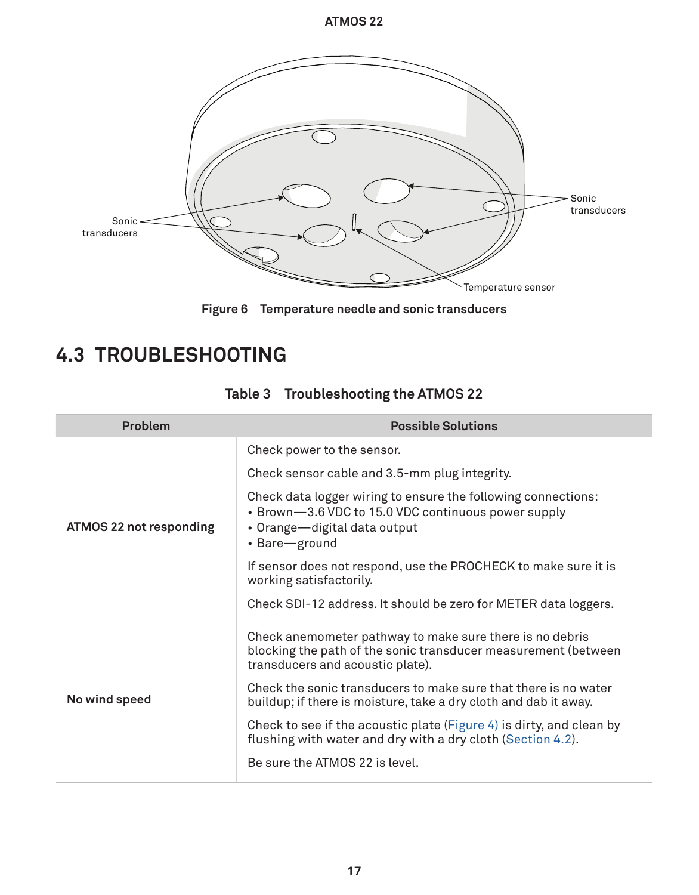Figure 6 Temperature needle and sonic transducers

## 4.3 TROUBLESHOOTING

Table 3 Troubleshooting the ATMOS 22

| Problem | Possible Solutions |
| --- | --- |
| **ATMOS 22 not responding** | Check power to the sensor.<br><br>Check sensor cable and 3.5-mm plug integrity.<br><br>Check data logger wiring to ensure the following connections:<br>• Brown—3.6 VDC to 15.0 VDC continuous power supply<br>• Orange—digital data output<br>• Bare—ground<br><br>If sensor does not respond, use the PROCHECK to make sure it is working satisfactorily.<br><br>Check SDI-12 address. It should be zero for METER data loggers. |
| **No wind speed** | Check anemometer pathway to make sure there is no debris blocking the path of the sonic transducer measurement (between transducers and acoustic plate).<br><br>Check the sonic transducers to make sure that there is no water buildup; if there is moisture, take a dry cloth and dab it away.<br><br>Check to see if the acoustic plate (Figure 4) is dirty, and clean by flushing with water and dry with a dry cloth (Section 4.2).<br><br>Be sure the ATMOS 22 is level. |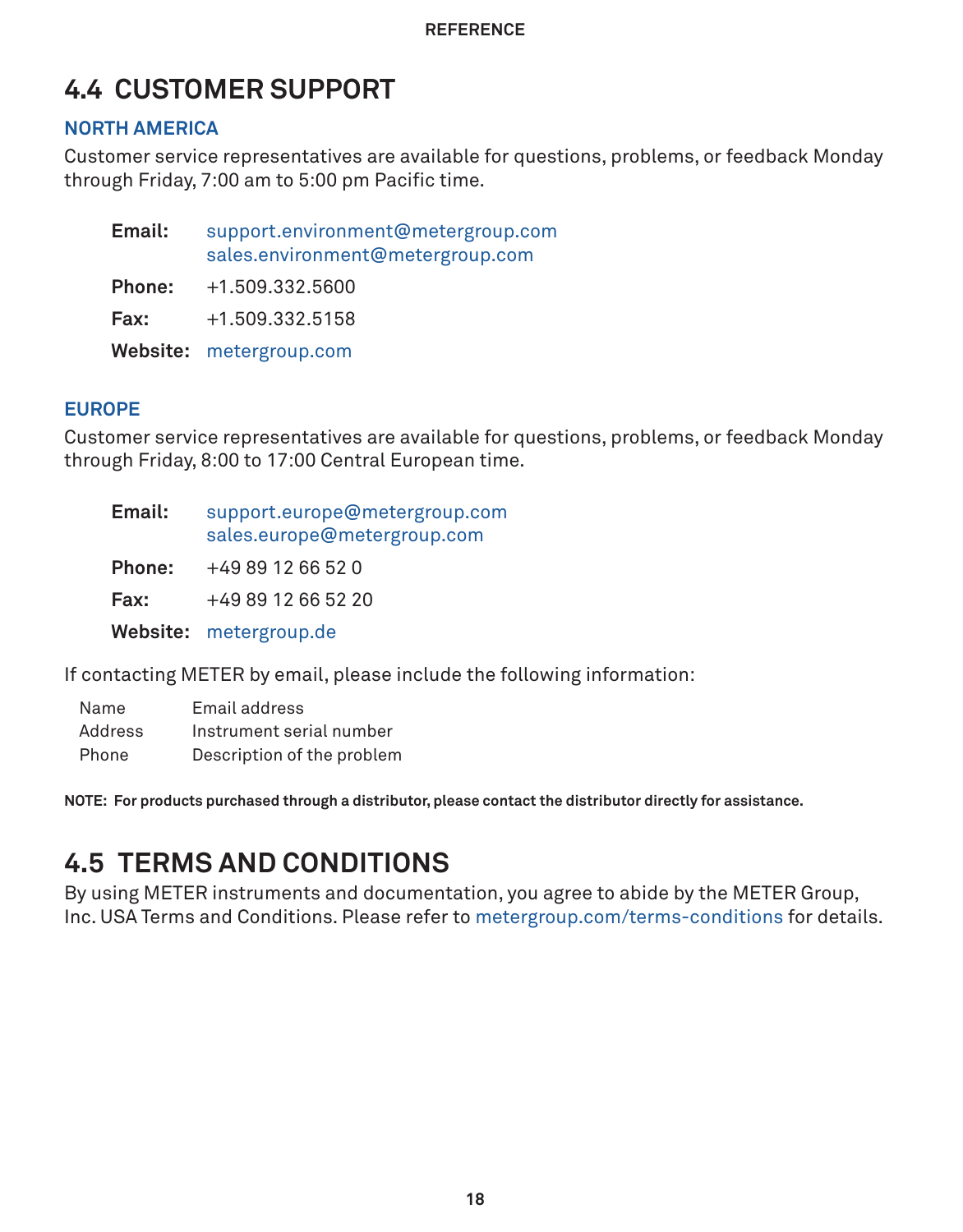## 4.4 CUSTOMER SUPPORT

### NORTH AMERICA

Customer service representatives are available for questions, problems, or feedback Monday through Friday, 7:00 am to 5:00 pm Pacific time.

**Email:** support.environment@metergroup.com
sales.environment@metergroup.com

**Phone:** +1.509.332.5600

**Fax:** +1.509.332.5158

**Website:** metergroup.com

### EUROPE

Customer service representatives are available for questions, problems, or feedback Monday through Friday, 8:00 to 17:00 Central European time.

**Email:** support.europe@metergroup.com
sales.europe@metergroup.com

**Phone:** +49 89 12 66 52 0

**Fax:** +49 89 12 66 52 20

**Website:** metergroup.de

If contacting METER by email, please include the following information:

| | |
|---|---|
| Name | Email address |
| Address | Instrument serial number |
| Phone | Description of the problem |

**NOTE: For products purchased through a distributor, please contact the distributor directly for assistance.**

## 4.5 TERMS AND CONDITIONS

By using METER instruments and documentation, you agree to abide by the METER Group, Inc. USA Terms and Conditions. Please refer to metergroup.com/terms-conditions for details.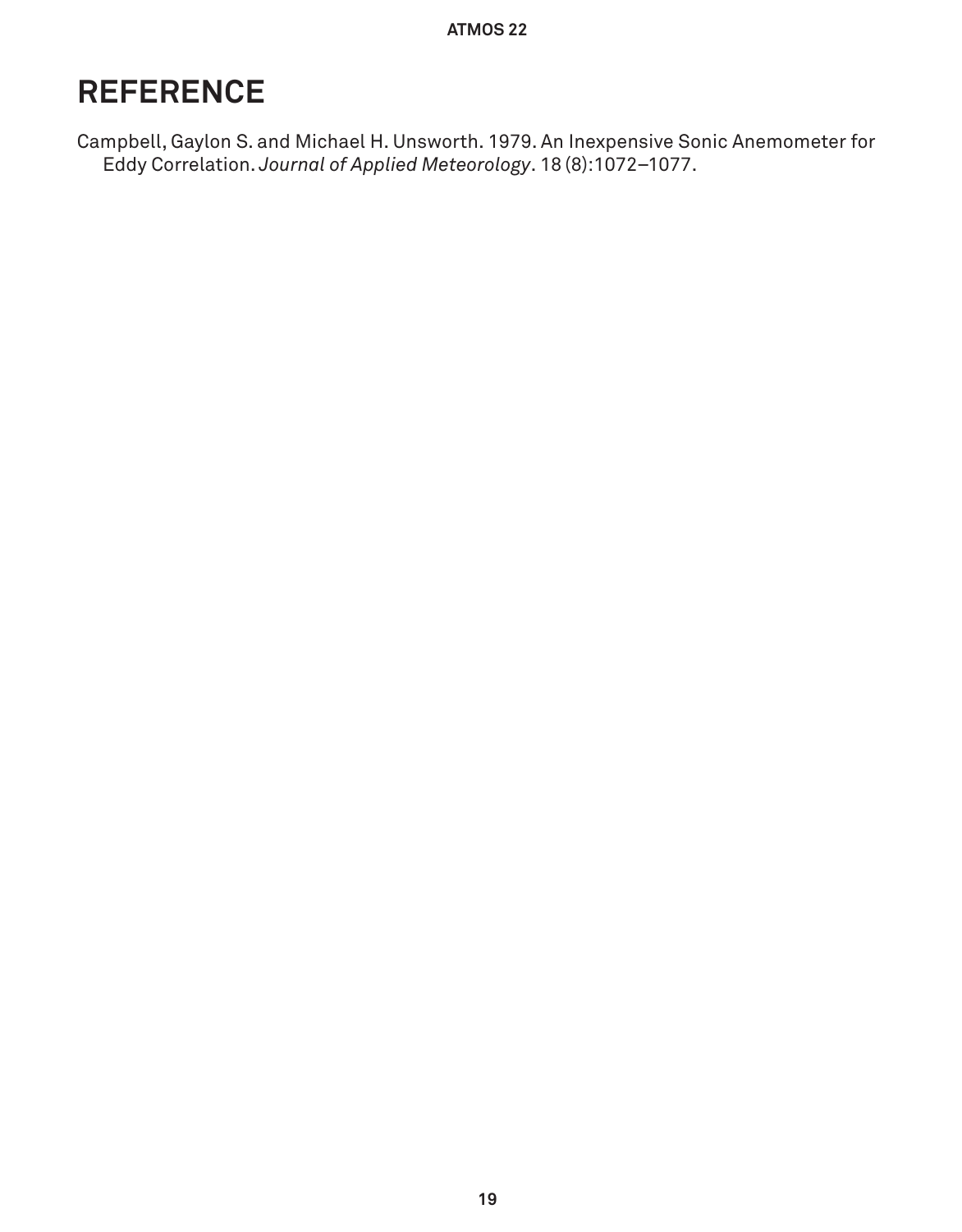# REFERENCE

Campbell, Gaylon S. and Michael H. Unsworth. 1979. An Inexpensive Sonic Anemometer for Eddy Correlation. *Journal of Applied Meteorology*. 18 (8):1072–1077.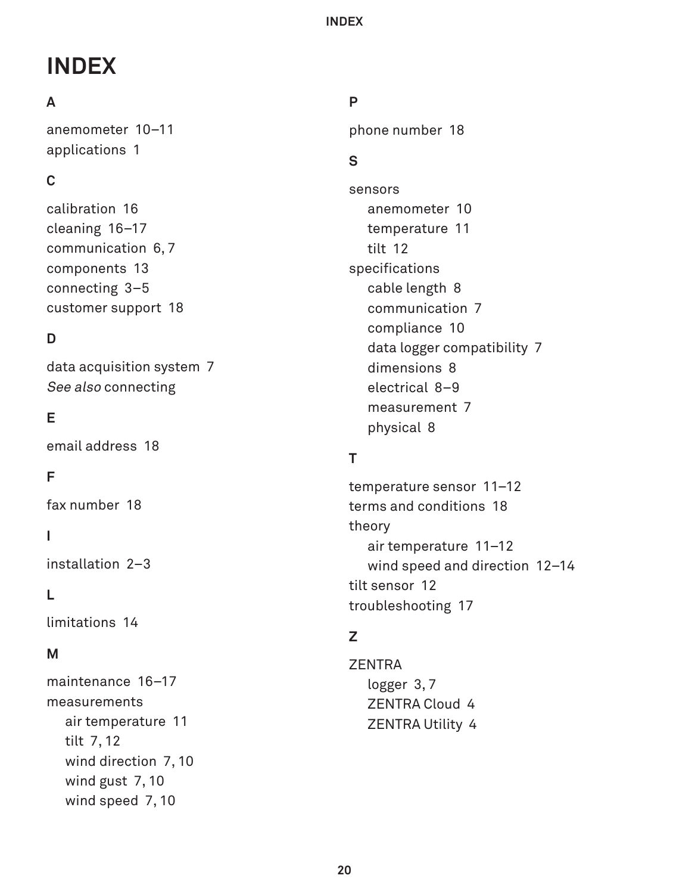# INDEX

### A

anemometer 10–11
applications 1

### C

calibration 16
cleaning 16–17
communication 6, 7
components 13
connecting 3–5
customer support 18

### D

data acquisition system 7
*See also* connecting

### E

email address 18

### F

fax number 18

### I

installation 2–3

### L

limitations 14

### M

maintenance 16–17
measurements
- air temperature 11
- tilt 7, 12
- wind direction 7, 10
- wind gust 7, 10
- wind speed 7, 10

### P

phone number 18

### S

sensors
- anemometer 10
- temperature 11
- tilt 12

specifications
- cable length 8
- communication 7
- compliance 10
- data logger compatibility 7
- dimensions 8
- electrical 8–9
- measurement 7
- physical 8

### T

temperature sensor 11–12
terms and conditions 18
theory
- air temperature 11–12
- wind speed and direction 12–14

tilt sensor 12
troubleshooting 17

### Z

ZENTRA
- logger 3, 7
- ZENTRA Cloud 4
- ZENTRA Utility 4